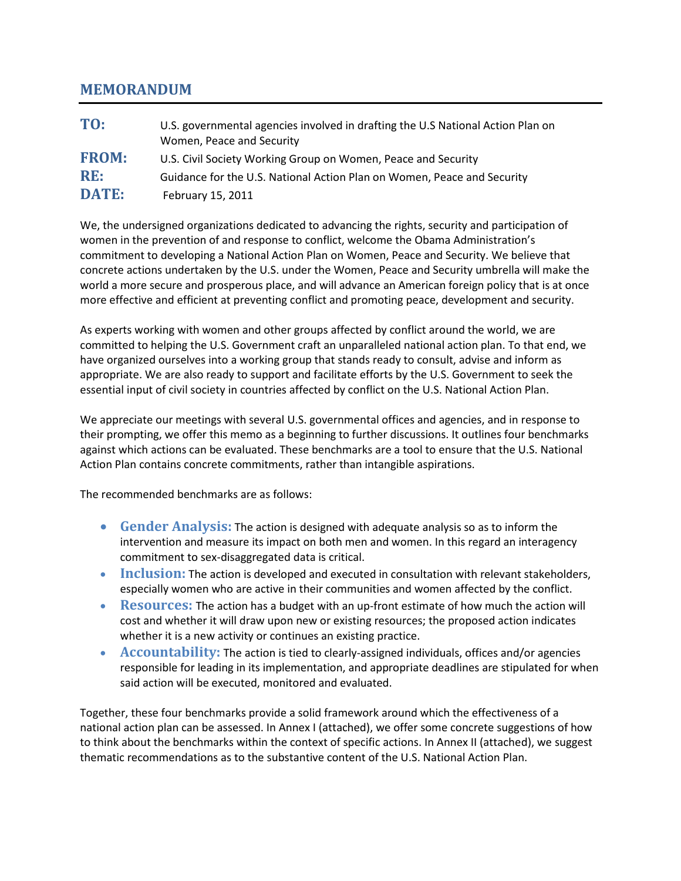# MEMORANDUM

**TO:** U.S. governmental agencies involved in drafting the U.S National Action Plan on Women, Peace and Security

**FROM:** U.S. Civil Society Working Group on Women, Peace and Security

**RE:** Guidance for the U.S. National Action Plan on Women, Peace and Security

**DATE:** February 15, 2011

We, the undersigned organizations dedicated to advancing the rights, security and participation of women in the prevention of and response to conflict, welcome the Obama Administration's commitment to developing a National Action Plan on Women, Peace and Security. We believe that concrete actions undertaken by the U.S. under the Women, Peace and Security umbrella will make the world a more secure and prosperous place, and will advance an American foreign policy that is at once more effective and efficient at preventing conflict and promoting peace, development and security.

As experts working with women and other groups affected by conflict around the world, we are committed to helping the U.S. Government craft an unparalleled national action plan. To that end, we have organized ourselves into a working group that stands ready to consult, advise and inform as appropriate. We are also ready to support and facilitate efforts by the U.S. Government to seek the essential input of civil society in countries affected by conflict on the U.S. National Action Plan.

We appreciate our meetings with several U.S. governmental offices and agencies, and in response to their prompting, we offer this memo as a beginning to further discussions. It outlines four benchmarks against which actions can be evaluated. These benchmarks are a tool to ensure that the U.S. National Action Plan contains concrete commitments, rather than intangible aspirations.

The recommended benchmarks are as follows:

- **Gender Analysis:** The action is designed with adequate analysis so as to inform the intervention and measure its impact on both men and women. In this regard an interagency commitment to sex-disaggregated data is critical.
- **Inclusion:** The action is developed and executed in consultation with relevant stakeholders, especially women who are active in their communities and women affected by the conflict.
- **Resources:** The action has a budget with an up-front estimate of how much the action will cost and whether it will draw upon new or existing resources; the proposed action indicates whether it is a new activity or continues an existing practice.
- **Accountability:** The action is tied to clearly-assigned individuals, offices and/or agencies responsible for leading in its implementation, and appropriate deadlines are stipulated for when said action will be executed, monitored and evaluated.

Together, these four benchmarks provide a solid framework around which the effectiveness of a national action plan can be assessed. In Annex I (attached), we offer some concrete suggestions of how to think about the benchmarks within the context of specific actions. In Annex II (attached), we suggest thematic recommendations as to the substantive content of the U.S. National Action Plan.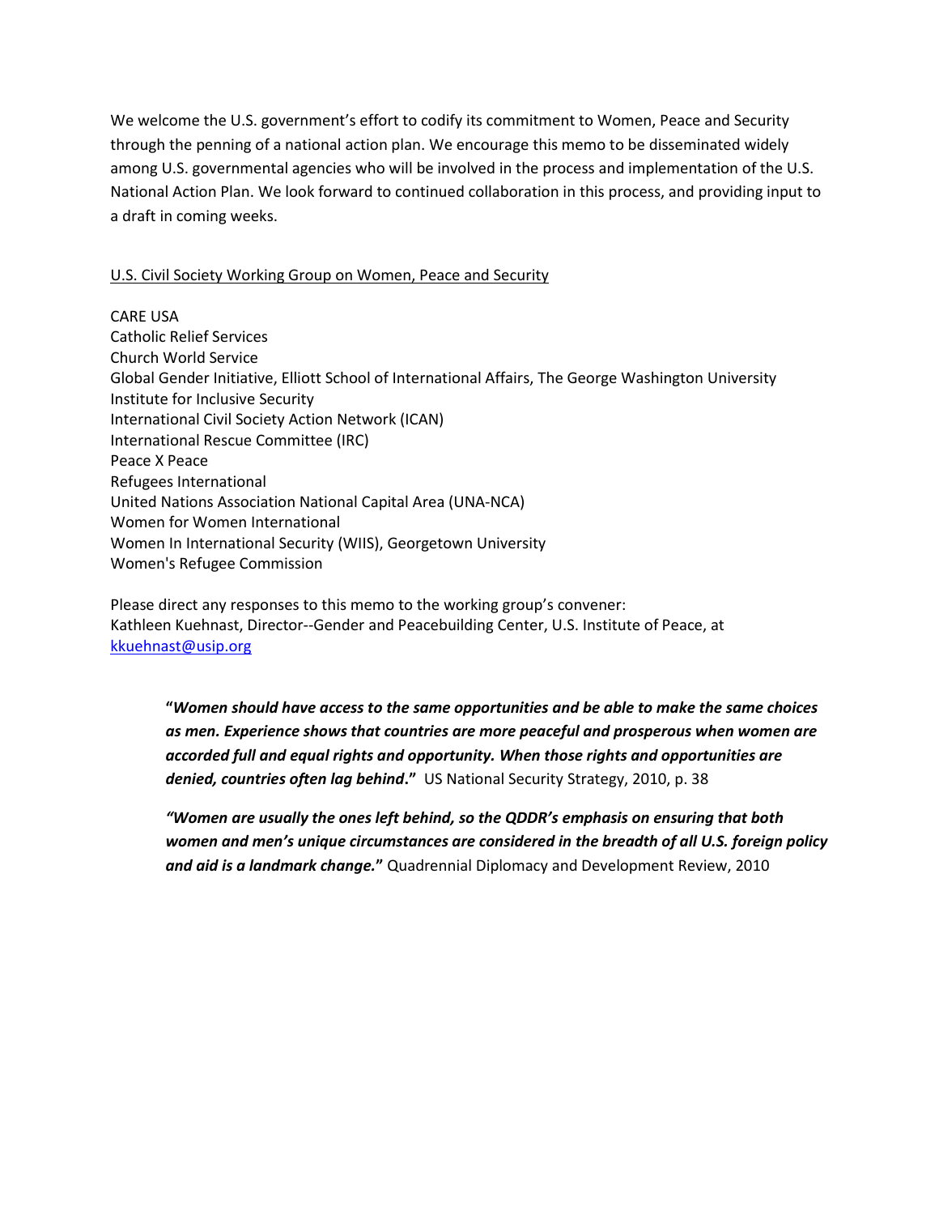We welcome the U.S. government's effort to codify its commitment to Women, Peace and Security through the penning of a national action plan. We encourage this memo to be disseminated widely among U.S. governmental agencies who will be involved in the process and implementation of the U.S. National Action Plan. We look forward to continued collaboration in this process, and providing input to a draft in coming weeks.

<u>U.S. Civil Society Working Group on Women, Peace and Security</u>

CARE USA
Catholic Relief Services
Church World Service
Global Gender Initiative, Elliott School of International Affairs, The George Washington University
Institute for Inclusive Security
International Civil Society Action Network (ICAN)
International Rescue Committee (IRC)
Peace X Peace
Refugees International
United Nations Association National Capital Area (UNA-NCA)
Women for Women International
Women In International Security (WIIS), Georgetown University
Women's Refugee Commission

Please direct any responses to this memo to the working group's convener:
Kathleen Kuehnast, Director--Gender and Peacebuilding Center, U.S. Institute of Peace, at [kkuehnast@usip.org](mailto:kkuehnast@usip.org)

> **"*Women should have access to the same opportunities and be able to make the same choices as men. Experience shows that countries are more peaceful and prosperous when women are accorded full and equal rights and opportunity. When those rights and opportunities are denied, countries often lag behind*."** US National Security Strategy, 2010, p. 38
>
> ***"Women are usually the ones left behind, so the QDDR's emphasis on ensuring that both women and men's unique circumstances are considered in the breadth of all U.S. foreign policy and aid is a landmark change."*** Quadrennial Diplomacy and Development Review, 2010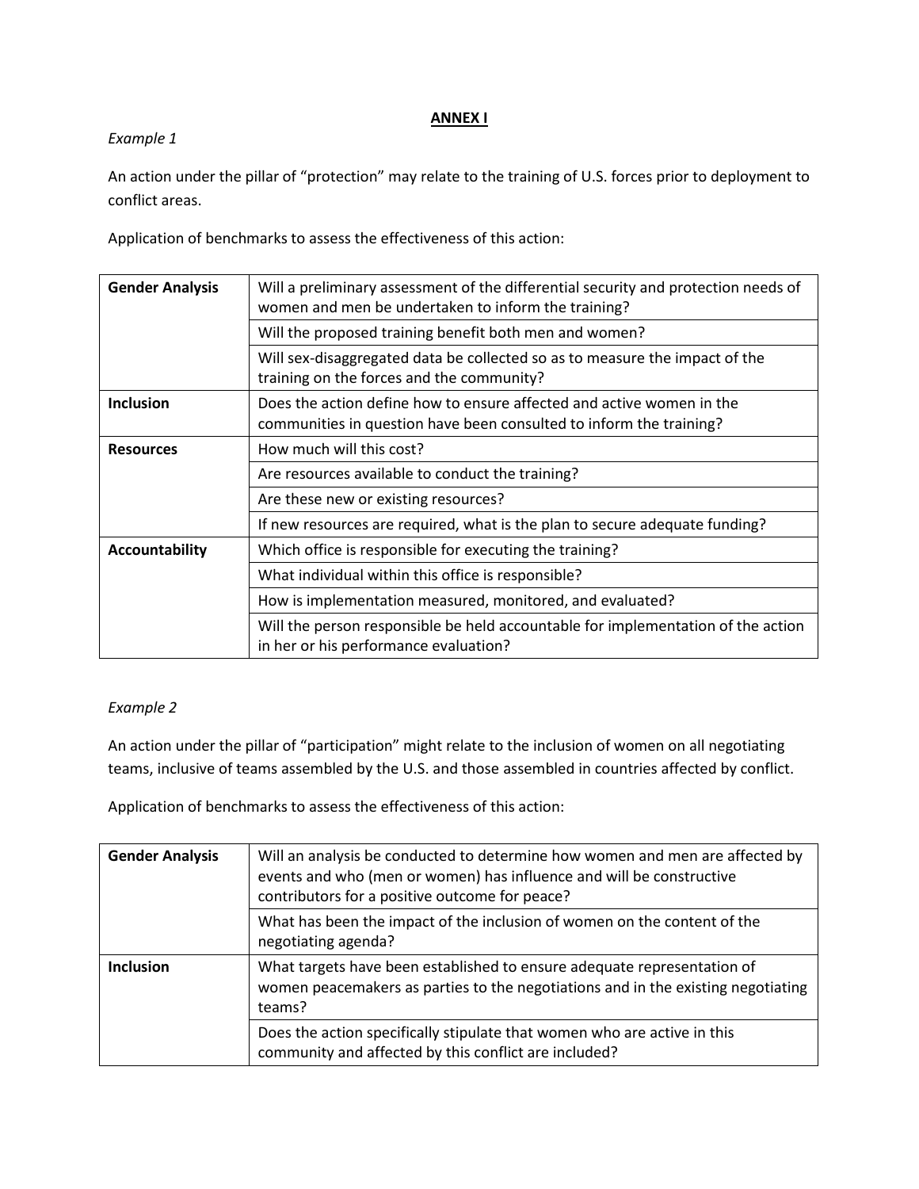## ANNEX I

*Example 1*

An action under the pillar of "protection" may relate to the training of U.S. forces prior to deployment to conflict areas.

Application of benchmarks to assess the effectiveness of this action:

| | |
|---|---|
| **Gender Analysis** | Will a preliminary assessment of the differential security and protection needs of women and men be undertaken to inform the training? |
| | Will the proposed training benefit both men and women? |
| | Will sex-disaggregated data be collected so as to measure the impact of the training on the forces and the community? |
| **Inclusion** | Does the action define how to ensure affected and active women in the communities in question have been consulted to inform the training? |
| **Resources** | How much will this cost? |
| | Are resources available to conduct the training? |
| | Are these new or existing resources? |
| | If new resources are required, what is the plan to secure adequate funding? |
| **Accountability** | Which office is responsible for executing the training? |
| | What individual within this office is responsible? |
| | How is implementation measured, monitored, and evaluated? |
| | Will the person responsible be held accountable for implementation of the action in her or his performance evaluation? |

*Example 2*

An action under the pillar of "participation" might relate to the inclusion of women on all negotiating teams, inclusive of teams assembled by the U.S. and those assembled in countries affected by conflict.

Application of benchmarks to assess the effectiveness of this action:

| | |
|---|---|
| **Gender Analysis** | Will an analysis be conducted to determine how women and men are affected by events and who (men or women) has influence and will be constructive contributors for a positive outcome for peace? |
| | What has been the impact of the inclusion of women on the content of the negotiating agenda? |
| **Inclusion** | What targets have been established to ensure adequate representation of women peacemakers as parties to the negotiations and in the existing negotiating teams? |
| | Does the action specifically stipulate that women who are active in this community and affected by this conflict are included? |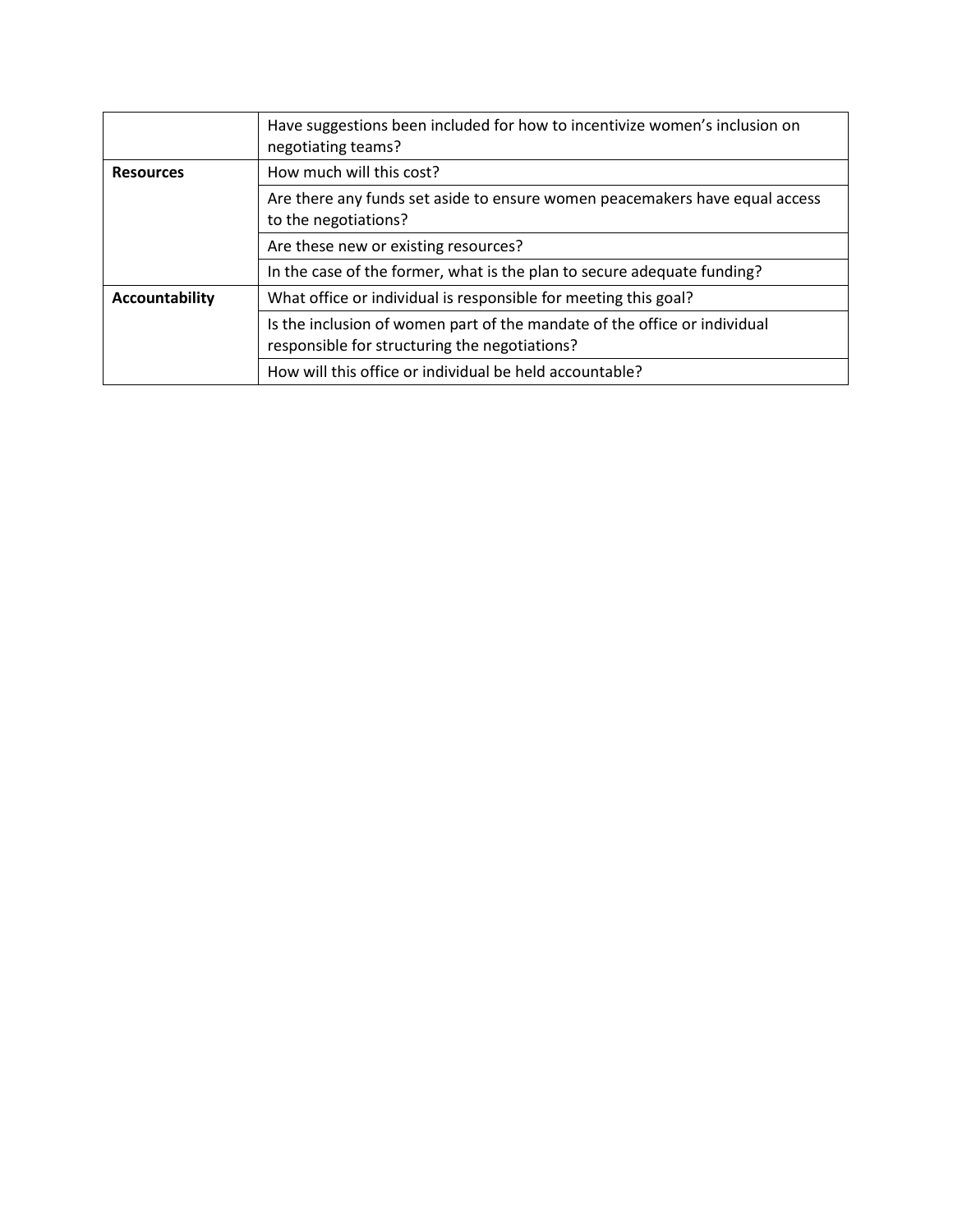| | |
|---|---|
| | Have suggestions been included for how to incentivize women's inclusion on negotiating teams? |
| **Resources** | How much will this cost? |
| | Are there any funds set aside to ensure women peacemakers have equal access to the negotiations? |
| | Are these new or existing resources? |
| | In the case of the former, what is the plan to secure adequate funding? |
| **Accountability** | What office or individual is responsible for meeting this goal? |
| | Is the inclusion of women part of the mandate of the office or individual responsible for structuring the negotiations? |
| | How will this office or individual be held accountable? |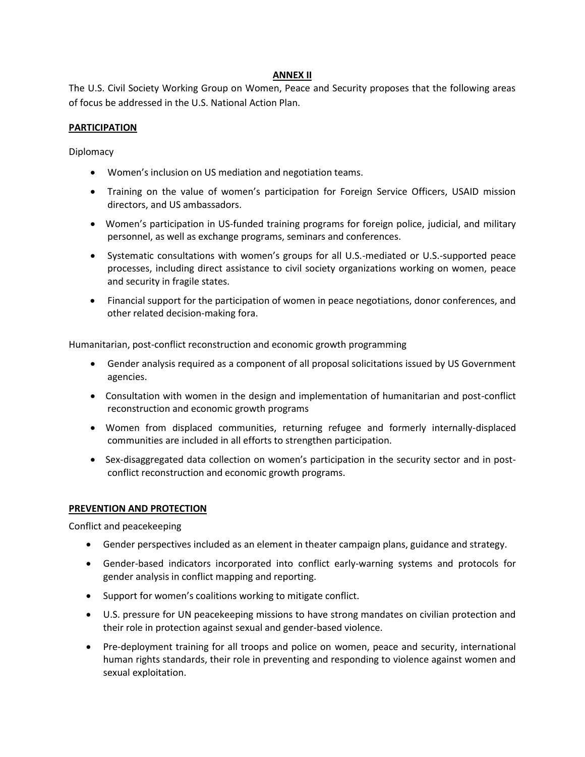## ANNEX II

The U.S. Civil Society Working Group on Women, Peace and Security proposes that the following areas of focus be addressed in the U.S. National Action Plan.

### PARTICIPATION

Diplomacy

- Women's inclusion on US mediation and negotiation teams.
- Training on the value of women's participation for Foreign Service Officers, USAID mission directors, and US ambassadors.
- Women's participation in US-funded training programs for foreign police, judicial, and military personnel, as well as exchange programs, seminars and conferences.
- Systematic consultations with women's groups for all U.S.-mediated or U.S.-supported peace processes, including direct assistance to civil society organizations working on women, peace and security in fragile states.
- Financial support for the participation of women in peace negotiations, donor conferences, and other related decision-making fora.

Humanitarian, post-conflict reconstruction and economic growth programming

- Gender analysis required as a component of all proposal solicitations issued by US Government agencies.
- Consultation with women in the design and implementation of humanitarian and post-conflict reconstruction and economic growth programs
- Women from displaced communities, returning refugee and formerly internally-displaced communities are included in all efforts to strengthen participation.
- Sex-disaggregated data collection on women's participation in the security sector and in post-conflict reconstruction and economic growth programs.

### PREVENTION AND PROTECTION

Conflict and peacekeeping

- Gender perspectives included as an element in theater campaign plans, guidance and strategy.
- Gender-based indicators incorporated into conflict early-warning systems and protocols for gender analysis in conflict mapping and reporting.
- Support for women's coalitions working to mitigate conflict.
- U.S. pressure for UN peacekeeping missions to have strong mandates on civilian protection and their role in protection against sexual and gender-based violence.
- Pre-deployment training for all troops and police on women, peace and security, international human rights standards, their role in preventing and responding to violence against women and sexual exploitation.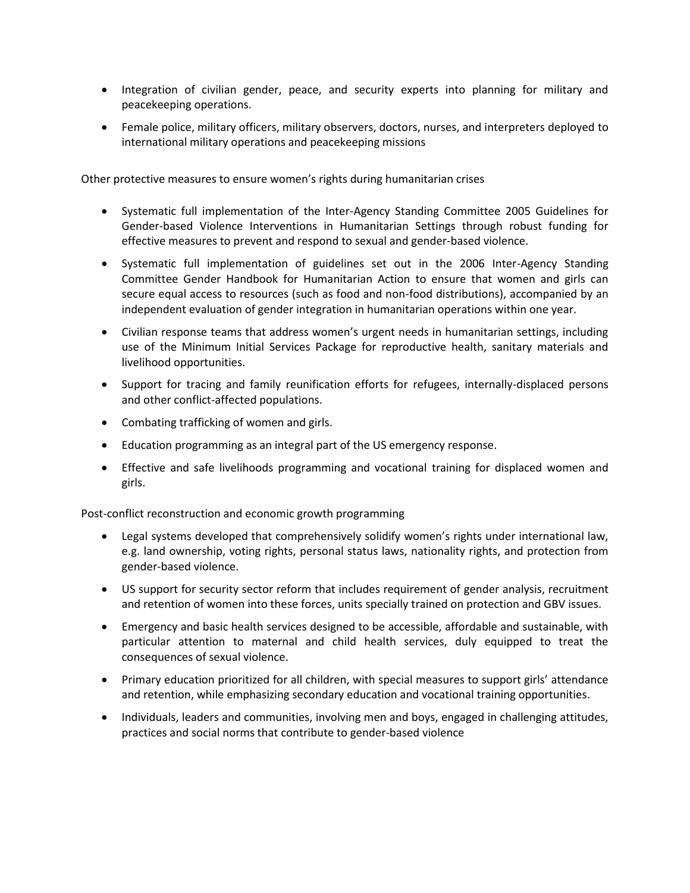- Integration of civilian gender, peace, and security experts into planning for military and peacekeeping operations.
- Female police, military officers, military observers, doctors, nurses, and interpreters deployed to international military operations and peacekeeping missions

Other protective measures to ensure women's rights during humanitarian crises

- Systematic full implementation of the Inter-Agency Standing Committee 2005 Guidelines for Gender-based Violence Interventions in Humanitarian Settings through robust funding for effective measures to prevent and respond to sexual and gender-based violence.
- Systematic full implementation of guidelines set out in the 2006 Inter-Agency Standing Committee Gender Handbook for Humanitarian Action to ensure that women and girls can secure equal access to resources (such as food and non-food distributions), accompanied by an independent evaluation of gender integration in humanitarian operations within one year.
- Civilian response teams that address women's urgent needs in humanitarian settings, including use of the Minimum Initial Services Package for reproductive health, sanitary materials and livelihood opportunities.
- Support for tracing and family reunification efforts for refugees, internally-displaced persons and other conflict-affected populations.
- Combating trafficking of women and girls.
- Education programming as an integral part of the US emergency response.
- Effective and safe livelihoods programming and vocational training for displaced women and girls.

Post-conflict reconstruction and economic growth programming

- Legal systems developed that comprehensively solidify women's rights under international law, e.g. land ownership, voting rights, personal status laws, nationality rights, and protection from gender-based violence.
- US support for security sector reform that includes requirement of gender analysis, recruitment and retention of women into these forces, units specially trained on protection and GBV issues.
- Emergency and basic health services designed to be accessible, affordable and sustainable, with particular attention to maternal and child health services, duly equipped to treat the consequences of sexual violence.
- Primary education prioritized for all children, with special measures to support girls' attendance and retention, while emphasizing secondary education and vocational training opportunities.
- Individuals, leaders and communities, involving men and boys, engaged in challenging attitudes, practices and social norms that contribute to gender-based violence